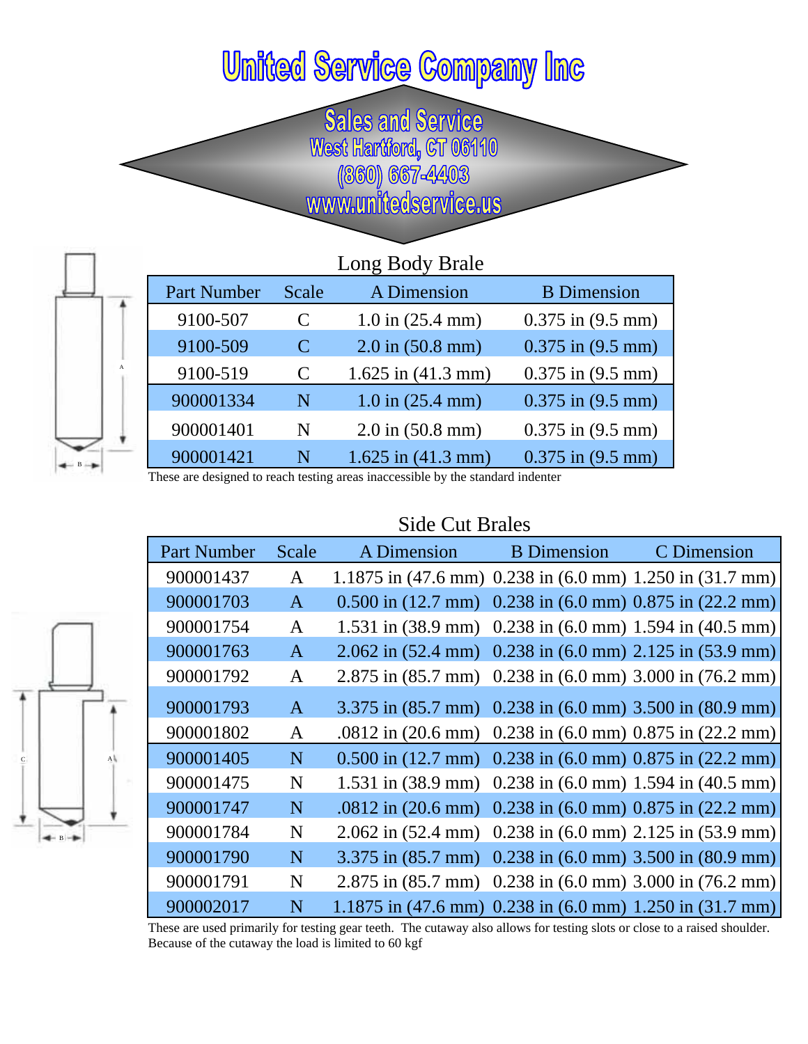# United Service Company Inc

Sales and Service
West Hartford, CT 06110
(860) 667-4403
www.unitedservice.us

## Long Body Brale

| Part Number | Scale | A Dimension | B Dimension |
|---|---|---|---|
| 9100-507 | C | 1.0 in (25.4 mm) | 0.375 in (9.5 mm) |
| 9100-509 | C | 2.0 in (50.8 mm) | 0.375 in (9.5 mm) |
| 9100-519 | C | 1.625 in (41.3 mm) | 0.375 in (9.5 mm) |
| 900001334 | N | 1.0 in (25.4 mm) | 0.375 in (9.5 mm) |
| 900001401 | N | 2.0 in (50.8 mm) | 0.375 in (9.5 mm) |
| 900001421 | N | 1.625 in (41.3 mm) | 0.375 in (9.5 mm) |

These are designed to reach testing areas inaccessible by the standard indenter

## Side Cut Brales

| Part Number | Scale | A Dimension | B Dimension | C Dimension |
|---|---|---|---|---|
| 900001437 | A | 1.1875 in (47.6 mm) | 0.238 in (6.0 mm) | 1.250 in (31.7 mm) |
| 900001703 | A | 0.500 in (12.7 mm) | 0.238 in (6.0 mm) | 0.875 in (22.2 mm) |
| 900001754 | A | 1.531 in (38.9 mm) | 0.238 in (6.0 mm) | 1.594 in (40.5 mm) |
| 900001763 | A | 2.062 in (52.4 mm) | 0.238 in (6.0 mm) | 2.125 in (53.9 mm) |
| 900001792 | A | 2.875 in (85.7 mm) | 0.238 in (6.0 mm) | 3.000 in (76.2 mm) |
| 900001793 | A | 3.375 in (85.7 mm) | 0.238 in (6.0 mm) | 3.500 in (80.9 mm) |
| 900001802 | A | .0812 in (20.6 mm) | 0.238 in (6.0 mm) | 0.875 in (22.2 mm) |
| 900001405 | N | 0.500 in (12.7 mm) | 0.238 in (6.0 mm) | 0.875 in (22.2 mm) |
| 900001475 | N | 1.531 in (38.9 mm) | 0.238 in (6.0 mm) | 1.594 in (40.5 mm) |
| 900001747 | N | .0812 in (20.6 mm) | 0.238 in (6.0 mm) | 0.875 in (22.2 mm) |
| 900001784 | N | 2.062 in (52.4 mm) | 0.238 in (6.0 mm) | 2.125 in (53.9 mm) |
| 900001790 | N | 3.375 in (85.7 mm) | 0.238 in (6.0 mm) | 3.500 in (80.9 mm) |
| 900001791 | N | 2.875 in (85.7 mm) | 0.238 in (6.0 mm) | 3.000 in (76.2 mm) |
| 900002017 | N | 1.1875 in (47.6 mm) | 0.238 in (6.0 mm) | 1.250 in (31.7 mm) |

These are used primarily for testing gear teeth. The cutaway also allows for testing slots or close to a raised shoulder. Because of the cutaway the load is limited to 60 kgf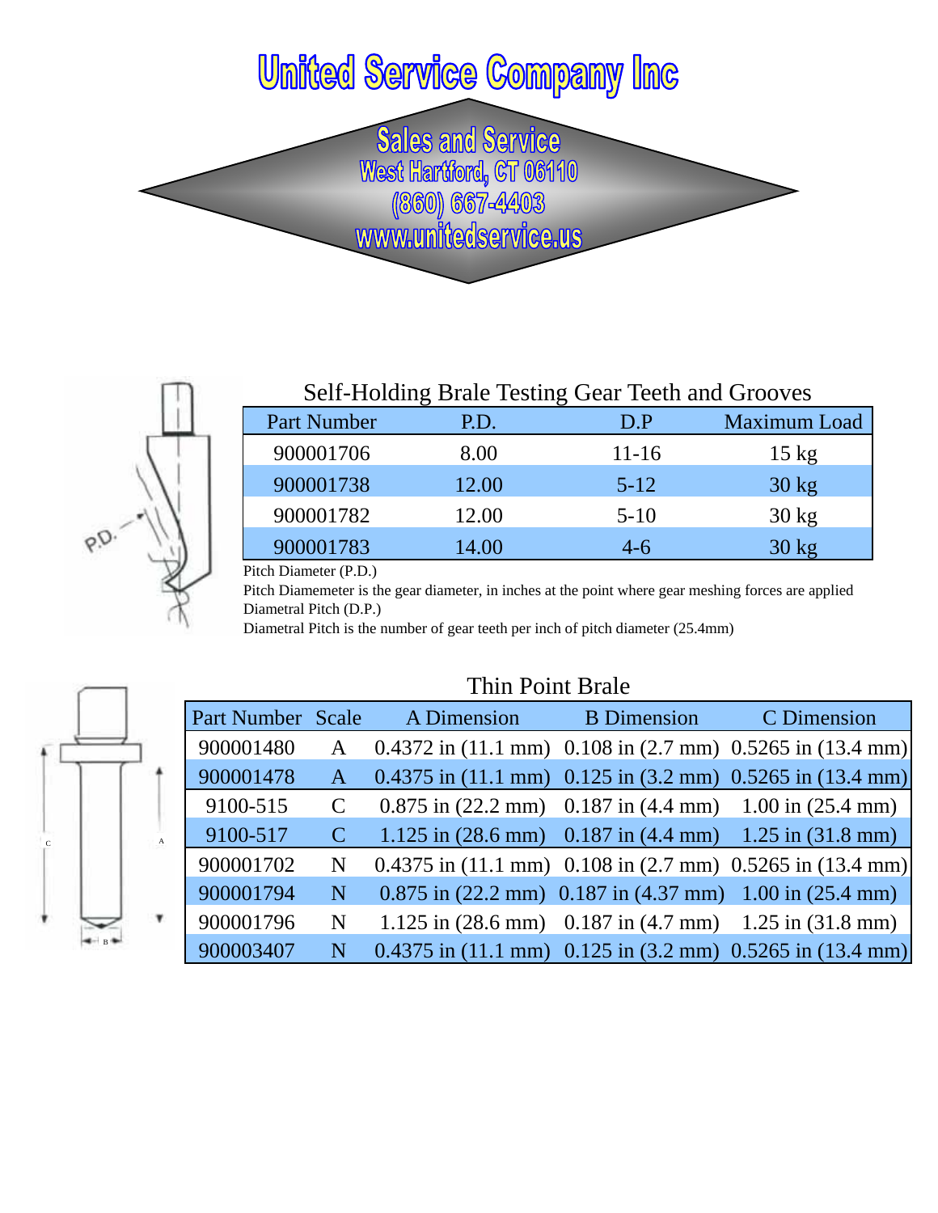# United Service Company Inc

Sales and Service
West Hartford, CT 06110
(860) 667-4403
www.unitedservice.us

## Self-Holding Brale Testing Gear Teeth and Grooves

| Part Number | P.D. | D.P | Maximum Load |
|---|---|---|---|
| 900001706 | 8.00 | 11-16 | 15 kg |
| 900001738 | 12.00 | 5-12 | 30 kg |
| 900001782 | 12.00 | 5-10 | 30 kg |
| 900001783 | 14.00 | 4-6 | 30 kg |

Pitch Diameter (P.D.)
Pitch Diamemeter is the gear diameter, in inches at the point where gear meshing forces are applied
Diametral Pitch (D.P.)
Diametral Pitch is the number of gear teeth per inch of pitch diameter (25.4mm)

## Thin Point Brale

| Part Number | Scale | A Dimension | B Dimension | C Dimension |
|---|---|---|---|---|
| 900001480 | A | 0.4372 in (11.1 mm) | 0.108 in (2.7 mm) | 0.5265 in (13.4 mm) |
| 900001478 | A | 0.4375 in (11.1 mm) | 0.125 in (3.2 mm) | 0.5265 in (13.4 mm) |
| 9100-515 | C | 0.875 in (22.2 mm) | 0.187 in (4.4 mm) | 1.00 in (25.4 mm) |
| 9100-517 | C | 1.125 in (28.6 mm) | 0.187 in (4.4 mm) | 1.25 in (31.8 mm) |
| 900001702 | N | 0.4375 in (11.1 mm) | 0.108 in (2.7 mm) | 0.5265 in (13.4 mm) |
| 900001794 | N | 0.875 in (22.2 mm) | 0.187 in (4.37 mm) | 1.00 in (25.4 mm) |
| 900001796 | N | 1.125 in (28.6 mm) | 0.187 in (4.7 mm) | 1.25 in (31.8 mm) |
| 900003407 | N | 0.4375 in (11.1 mm) | 0.125 in (3.2 mm) | 0.5265 in (13.4 mm) |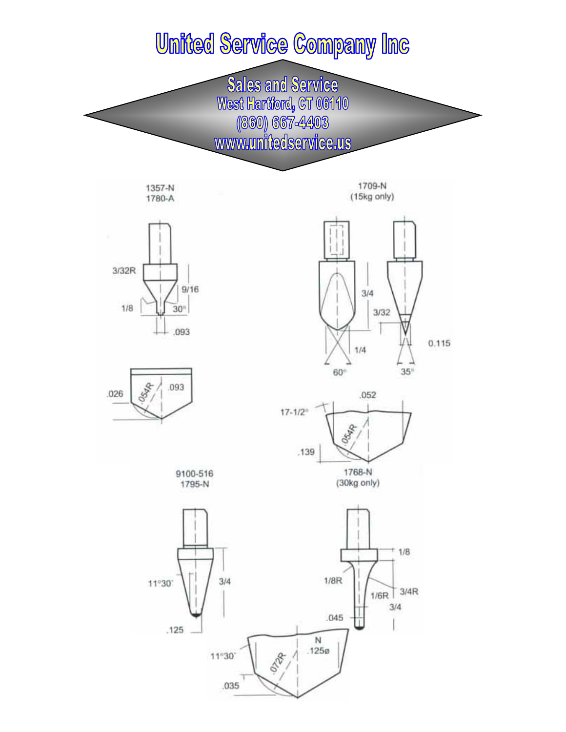# United Service Company Inc

## Sales and Service

West Hartford, CT 06110

(860) 667-4403

www.unitedservice.us

1357-N
1780-A

3/32R
9/16
1/8
30°
.093

.026
.054R
.093

1709-N
(15kg only)

3/4
3/32
1/4
60°
35°
0.115

.052
17-1/2°
.054R
.139

9100-516
1795-N

11°30'
3/4
.125

1768-N
(30kg only)

1/8
1/8R
1/6R
3/4R
3/4
.045

N
.125ø
11°30'
.072R
.035